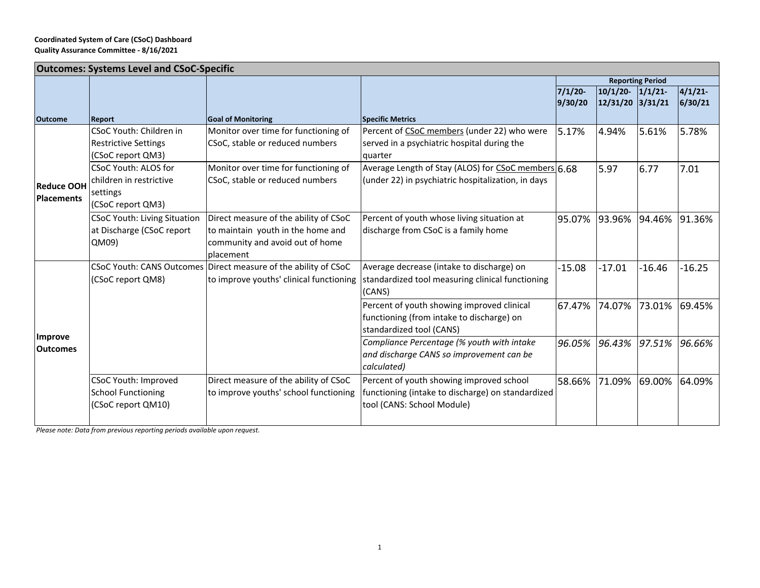**Coordinated System of Care (CSoC) Dashboard**
**Quality Assurance Committee - 8/16/2021**

| Outcomes: Systems Level and CSoC-Specific | | | | | | | |
|---|---|---|---|---|---|---|---|
| | | | | Reporting Period | | | |
| **Outcome** | **Report** | **Goal of Monitoring** | **Specific Metrics** | **7/1/20-9/30/20** | **10/1/20-12/31/20** | **1/1/21-3/31/21** | **4/1/21-6/30/21** |
| **Reduce OOH Placements** | CSoC Youth: Children in Restrictive Settings (CSoC report QM3) | Monitor over time for functioning of CSoC, stable or reduced numbers | Percent of CSoC members (under 22) who were served in a psychiatric hospital during the quarter | 5.17% | 4.94% | 5.61% | 5.78% |
| | CSoC Youth: ALOS for children in restrictive settings (CSoC report QM3) | Monitor over time for functioning of CSoC, stable or reduced numbers | Average Length of Stay (ALOS) for CSoC members (under 22) in psychiatric hospitalization, in days | 6.68 | 5.97 | 6.77 | 7.01 |
| | CSoC Youth: Living Situation at Discharge (CSoC report QM09) | Direct measure of the ability of CSoC to maintain youth in the home and community and avoid out of home placement | Percent of youth whose living situation at discharge from CSoC is a family home | 95.07% | 93.96% | 94.46% | 91.36% |
| **Improve Outcomes** | CSoC Youth: CANS Outcomes (CSoC report QM8) | Direct measure of the ability of CSoC to improve youths' clinical functioning | Average decrease (intake to discharge) on standardized tool measuring clinical functioning (CANS) | -15.08 | -17.01 | -16.46 | -16.25 |
| | | | Percent of youth showing improved clinical functioning (from intake to discharge) on standardized tool (CANS) | 67.47% | 74.07% | 73.01% | 69.45% |
| | | | *Compliance Percentage (% youth with intake and discharge CANS so improvement can be calculated)* | *96.05%* | *96.43%* | *97.51%* | *96.66%* |
| | CSoC Youth: Improved School Functioning (CSoC report QM10) | Direct measure of the ability of CSoC to improve youths' school functioning | Percent of youth showing improved school functioning (intake to discharge) on standardized tool (CANS: School Module) | 58.66% | 71.09% | 69.00% | 64.09% |

*Please note: Data from previous reporting periods available upon request.*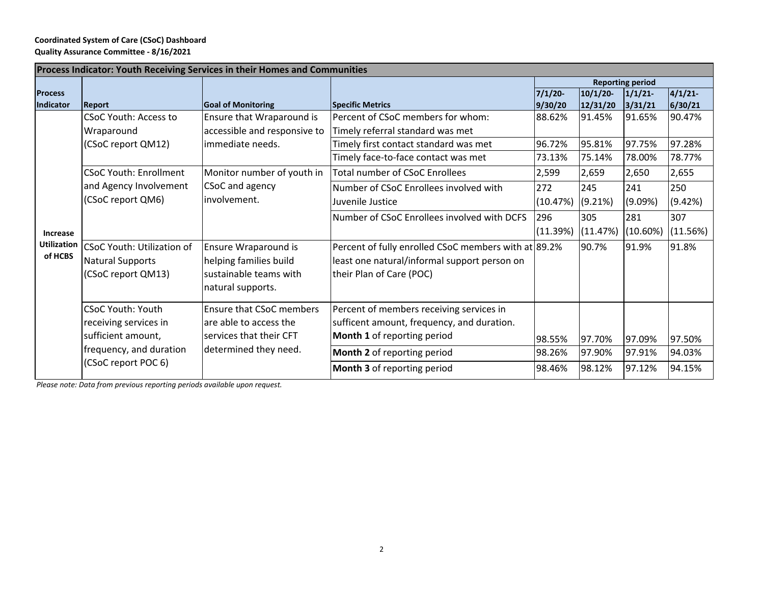**Coordinated System of Care (CSoC) Dashboard**
**Quality Assurance Committee - 8/16/2021**

| **Process Indicator: Youth Receiving Services in their Homes and Communities** | | | | | | | |
|---|---|---|---|---|---|---|---|
| | | | | **Reporting period** | | | |
| **Process Indicator** | **Report** | **Goal of Monitoring** | **Specific Metrics** | **7/1/20-9/30/20** | **10/1/20-12/31/20** | **1/1/21-3/31/21** | **4/1/21-6/30/21** |
| **Increase Utilization of HCBS** | CSoC Youth: Access to Wraparound (CSoC report QM12) | Ensure that Wraparound is accessible and responsive to immediate needs. | Percent of CSoC members for whom: Timely referral standard was met | 88.62% | 91.45% | 91.65% | 90.47% |
| | | | Timely first contact standard was met | 96.72% | 95.81% | 97.75% | 97.28% |
| | | | Timely face-to-face contact was met | 73.13% | 75.14% | 78.00% | 78.77% |
| | CSoC Youth: Enrollment and Agency Involvement (CSoC report QM6) | Monitor number of youth in CSoC and agency involvement. | Total number of CSoC Enrollees | 2,599 | 2,659 | 2,650 | 2,655 |
| | | | Number of CSoC Enrollees involved with Juvenile Justice | 272 (10.47%) | 245 (9.21%) | 241 (9.09%) | 250 (9.42%) |
| | | | Number of CSoC Enrollees involved with DCFS | 296 (11.39%) | 305 (11.47%) | 281 (10.60%) | 307 (11.56%) |
| | CSoC Youth: Utilization of Natural Supports (CSoC report QM13) | Ensure Wraparound is helping families build sustainable teams with natural supports. | Percent of fully enrolled CSoC members with at least one natural/informal support person on their Plan of Care (POC) | 89.2% | 90.7% | 91.9% | 91.8% |
| | CSoC Youth: Youth receiving services in sufficient amount, frequency, and duration (CSoC report POC 6) | Ensure that CSoC members are able to access the services that their CFT determined they need. | Percent of members receiving services in sufficent amount, frequency, and duration. **Month 1** of reporting period | 98.55% | 97.70% | 97.09% | 97.50% |
| | | | **Month 2** of reporting period | 98.26% | 97.90% | 97.91% | 94.03% |
| | | | **Month 3** of reporting period | 98.46% | 98.12% | 97.12% | 94.15% |

*Please note: Data from previous reporting periods available upon request.*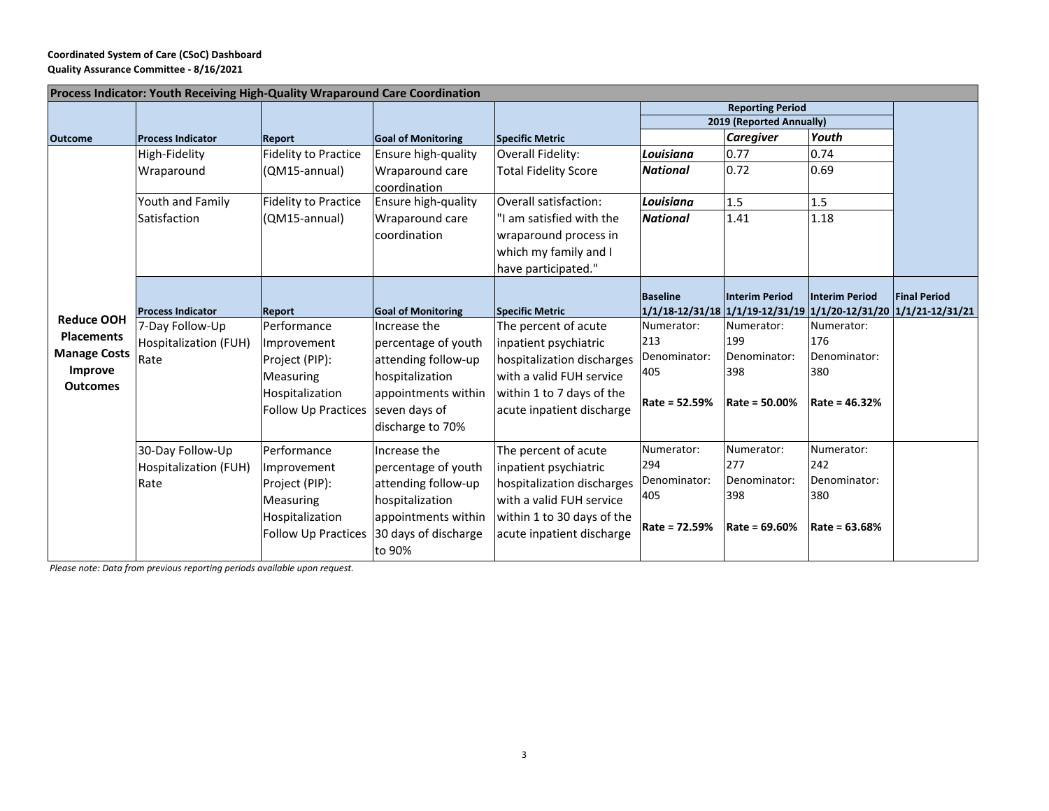**Coordinated System of Care (CSoC) Dashboard**
**Quality Assurance Committee - 8/16/2021**

| Process Indicator: Youth Receiving High-Quality Wraparound Care Coordination | | | | | | | | |
|---|---|---|---|---|---|---|---|---|
| | | | | | Reporting Period | | | |
| | | | | | 2019 (Reported Annually) | | | |
| **Outcome** | **Process Indicator** | **Report** | **Goal of Monitoring** | **Specific Metric** | | ***Caregiver*** | ***Youth*** | |
| **Reduce OOH Placements Manage Costs Improve Outcomes** | High-Fidelity Wraparound | Fidelity to Practice (QM15-annual) | Ensure high-quality Wraparound care coordination | Overall Fidelity: Total Fidelity Score | ***Louisiana*** | 0.77 | 0.74 | |
| | | | | | ***National*** | 0.72 | 0.69 | |
| | Youth and Family Satisfaction | Fidelity to Practice (QM15-annual) | Ensure high-quality Wraparound care coordination | Overall satisfaction: "I am satisfied with the wraparound process in which my family and I have participated." | ***Louisiana*** | 1.5 | 1.5 | |
| | | | | | ***National*** | 1.41 | 1.18 | |
| | **Process Indicator** | **Report** | **Goal of Monitoring** | **Specific Metric** | **Baseline 1/1/18-12/31/18** | **Interim Period 1/1/19-12/31/19** | **Interim Period 1/1/20-12/31/20** | **Final Period 1/1/21-12/31/21** |
| | 7-Day Follow-Up Hospitalization (FUH) Rate | Performance Improvement Project (PIP): Measuring Hospitalization Follow Up Practices | Increase the percentage of youth attending follow-up hospitalization appointments within seven days of discharge to 70% | The percent of acute inpatient psychiatric hospitalization discharges with a valid FUH service within 1 to 7 days of the acute inpatient discharge | Numerator: 213 Denominator: 405 **Rate = 52.59%** | Numerator: 199 Denominator: 398 **Rate = 50.00%** | Numerator: 176 Denominator: 380 **Rate = 46.32%** | |
| | 30-Day Follow-Up Hospitalization (FUH) Rate | Performance Improvement Project (PIP): Measuring Hospitalization Follow Up Practices | Increase the percentage of youth attending follow-up hospitalization appointments within 30 days of discharge to 90% | The percent of acute inpatient psychiatric hospitalization discharges with a valid FUH service within 1 to 30 days of the acute inpatient discharge | Numerator: 294 Denominator: 405 **Rate = 72.59%** | Numerator: 277 Denominator: 398 **Rate = 69.60%** | Numerator: 242 Denominator: 380 **Rate = 63.68%** | |

*Please note: Data from previous reporting periods available upon request.*